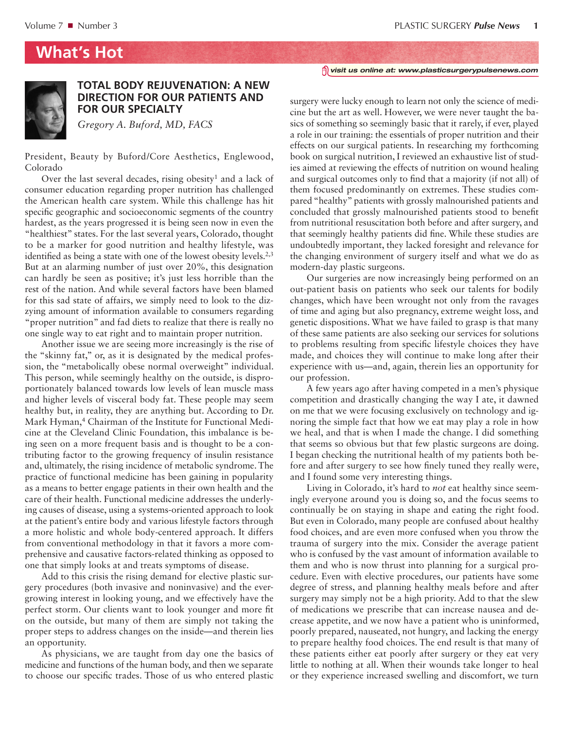## What's Hot

visit us online at: www.plasticsurgerypulsenews.com

# TOTAL BODY REJUVENATION: A NEW DIRECTION FOR OUR PATIENTS AND FOR OUR SPECIALTY

*Gregory A. Buford, MD, FACS*

President, Beauty by Buford/Core Aesthetics, Englewood, Colorado

Over the last several decades, rising obesity[1] and a lack of consumer education regarding proper nutrition has challenged the American health care system. While this challenge has hit specific geographic and socioeconomic segments of the country hardest, as the years progressed it is being seen now in even the "healthiest" states. For the last several years, Colorado, thought to be a marker for good nutrition and healthy lifestyle, was identified as being a state with one of the lowest obesity levels.[2,3] But at an alarming number of just over 20%, this designation can hardly be seen as positive; it's just less horrible than the rest of the nation. And while several factors have been blamed for this sad state of affairs, we simply need to look to the dizzying amount of information available to consumers regarding "proper nutrition" and fad diets to realize that there is really no one single way to eat right and to maintain proper nutrition.

Another issue we are seeing more increasingly is the rise of the "skinny fat," or, as it is designated by the medical profession, the "metabolically obese normal overweight" individual. This person, while seemingly healthy on the outside, is disproportionately balanced towards low levels of lean muscle mass and higher levels of visceral body fat. These people may seem healthy but, in reality, they are anything but. According to Dr. Mark Hyman,[4] Chairman of the Institute for Functional Medicine at the Cleveland Clinic Foundation, this imbalance is being seen on a more frequent basis and is thought to be a contributing factor to the growing frequency of insulin resistance and, ultimately, the rising incidence of metabolic syndrome. The practice of functional medicine has been gaining in popularity as a means to better engage patients in their own health and the care of their health. Functional medicine addresses the underlying causes of disease, using a systems-oriented approach to look at the patient's entire body and various lifestyle factors through a more holistic and whole body-centered approach. It differs from conventional methodology in that it favors a more comprehensive and causative factors-related thinking as opposed to one that simply looks at and treats symptoms of disease.

Add to this crisis the rising demand for elective plastic surgery procedures (both invasive and noninvasive) and the ever-growing interest in looking young, and we effectively have the perfect storm. Our clients want to look younger and more fit on the outside, but many of them are simply not taking the proper steps to address changes on the inside—and therein lies an opportunity.

As physicians, we are taught from day one the basics of medicine and functions of the human body, and then we separate to choose our specific trades. Those of us who entered plastic surgery were lucky enough to learn not only the science of medicine but the art as well. However, we were never taught the basics of something so seemingly basic that it rarely, if ever, played a role in our training: the essentials of proper nutrition and their effects on our surgical patients. In researching my forthcoming book on surgical nutrition, I reviewed an exhaustive list of studies aimed at reviewing the effects of nutrition on wound healing and surgical outcomes only to find that a majority (if not all) of them focused predominantly on extremes. These studies compared "healthy" patients with grossly malnourished patients and concluded that grossly malnourished patients stood to benefit from nutritional resuscitation both before and after surgery, and that seemingly healthy patients did fine. While these studies are undoubtedly important, they lacked foresight and relevance for the changing environment of surgery itself and what we do as modern-day plastic surgeons.

Our surgeries are now increasingly being performed on an out-patient basis on patients who seek our talents for bodily changes, which have been wrought not only from the ravages of time and aging but also pregnancy, extreme weight loss, and genetic dispositions. What we have failed to grasp is that many of these same patients are also seeking our services for solutions to problems resulting from specific lifestyle choices they have made, and choices they will continue to make long after their experience with us—and, again, therein lies an opportunity for our profession.

A few years ago after having competed in a men's physique competition and drastically changing the way I ate, it dawned on me that we were focusing exclusively on technology and ignoring the simple fact that how we eat may play a role in how we heal, and that is when I made the change. I did something that seems so obvious but that few plastic surgeons are doing. I began checking the nutritional health of my patients both before and after surgery to see how finely tuned they really were, and I found some very interesting things.

Living in Colorado, it's hard to *not* eat healthy since seemingly everyone around you is doing so, and the focus seems to continually be on staying in shape and eating the right food. But even in Colorado, many people are confused about healthy food choices, and are even more confused when you throw the trauma of surgery into the mix. Consider the average patient who is confused by the vast amount of information available to them and who is now thrust into planning for a surgical procedure. Even with elective procedures, our patients have some degree of stress, and planning healthy meals before and after surgery may simply not be a high priority. Add to that the slew of medications we prescribe that can increase nausea and decrease appetite, and we now have a patient who is uninformed, poorly prepared, nauseated, not hungry, and lacking the energy to prepare healthy food choices. The end result is that many of these patients either eat poorly after surgery or they eat very little to nothing at all. When their wounds take longer to heal or they experience increased swelling and discomfort, we turn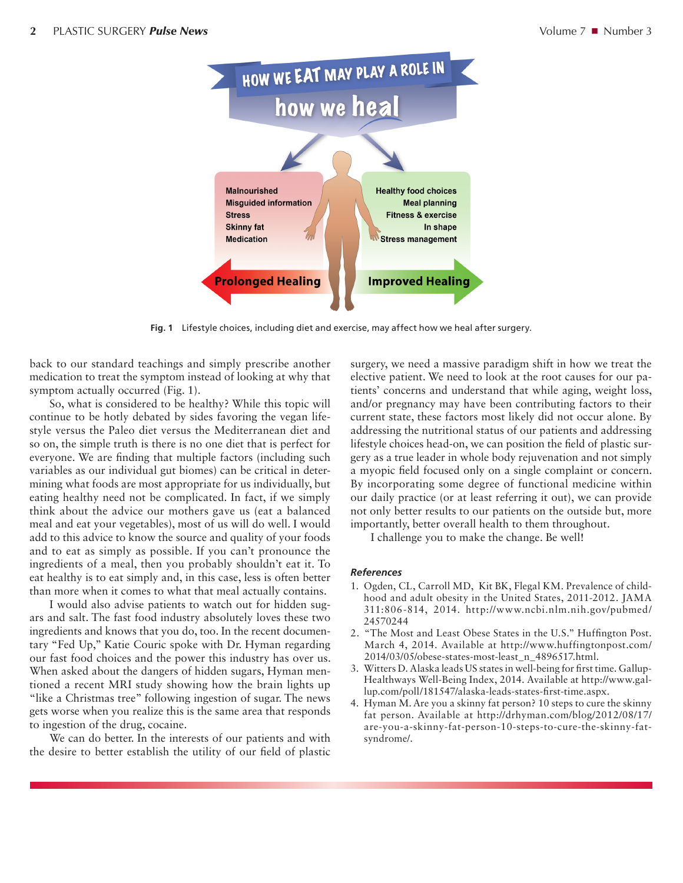HOW WE EAT MAY PLAY A ROLE IN how we heal

Malnourished
Misguided information
Stress
Skinny fat
Medication

Healthy food choices
Meal planning
Fitness & exercise
In shape
Stress management

Prolonged Healing

Improved Healing

**Fig. 1** Lifestyle choices, including diet and exercise, may affect how we heal after surgery.

back to our standard teachings and simply prescribe another medication to treat the symptom instead of looking at why that symptom actually occurred (Fig. 1).

So, what is considered to be healthy? While this topic will continue to be hotly debated by sides favoring the vegan lifestyle versus the Paleo diet versus the Mediterranean diet and so on, the simple truth is there is no one diet that is perfect for everyone. We are finding that multiple factors (including such variables as our individual gut biomes) can be critical in determining what foods are most appropriate for us individually, but eating healthy need not be complicated. In fact, if we simply think about the advice our mothers gave us (eat a balanced meal and eat your vegetables), most of us will do well. I would add to this advice to know the source and quality of your foods and to eat as simply as possible. If you can't pronounce the ingredients of a meal, then you probably shouldn't eat it. To eat healthy is to eat simply and, in this case, less is often better than more when it comes to what that meal actually contains.

I would also advise patients to watch out for hidden sugars and salt. The fast food industry absolutely loves these two ingredients and knows that you do, too. In the recent documentary "Fed Up," Katie Couric spoke with Dr. Hyman regarding our fast food choices and the power this industry has over us. When asked about the dangers of hidden sugars, Hyman mentioned a recent MRI study showing how the brain lights up "like a Christmas tree" following ingestion of sugar. The news gets worse when you realize this is the same area that responds to ingestion of the drug, cocaine.

We can do better. In the interests of our patients and with the desire to better establish the utility of our field of plastic surgery, we need a massive paradigm shift in how we treat the elective patient. We need to look at the root causes for our patients' concerns and understand that while aging, weight loss, and/or pregnancy may have been contributing factors to their current state, these factors most likely did not occur alone. By addressing the nutritional status of our patients and addressing lifestyle choices head-on, we can position the field of plastic surgery as a true leader in whole body rejuvenation and not simply a myopic field focused only on a single complaint or concern. By incorporating some degree of functional medicine within our daily practice (or at least referring it out), we can provide not only better results to our patients on the outside but, more importantly, better overall health to them throughout.

I challenge you to make the change. Be well!

***References***

1. Ogden, CL, Carroll MD, Kit BK, Flegal KM. Prevalence of childhood and adult obesity in the United States, 2011-2012. JAMA 311:806-814, 2014. http://www.ncbi.nlm.nih.gov/pubmed/24570244
2. "The Most and Least Obese States in the U.S." Huffington Post. March 4, 2014. Available at http://www.huffingtonpost.com/2014/03/05/obese-states-most-least_n_4896517.html.
3. Witters D. Alaska leads US states in well-being for first time. Gallup-Healthways Well-Being Index, 2014. Available at http://www.gallup.com/poll/181547/alaska-leads-states-first-time.aspx.
4. Hyman M. Are you a skinny fat person? 10 steps to cure the skinny fat person. Available at http://drhyman.com/blog/2012/08/17/are-you-a-skinny-fat-person-10-steps-to-cure-the-skinny-fat-syndrome/.